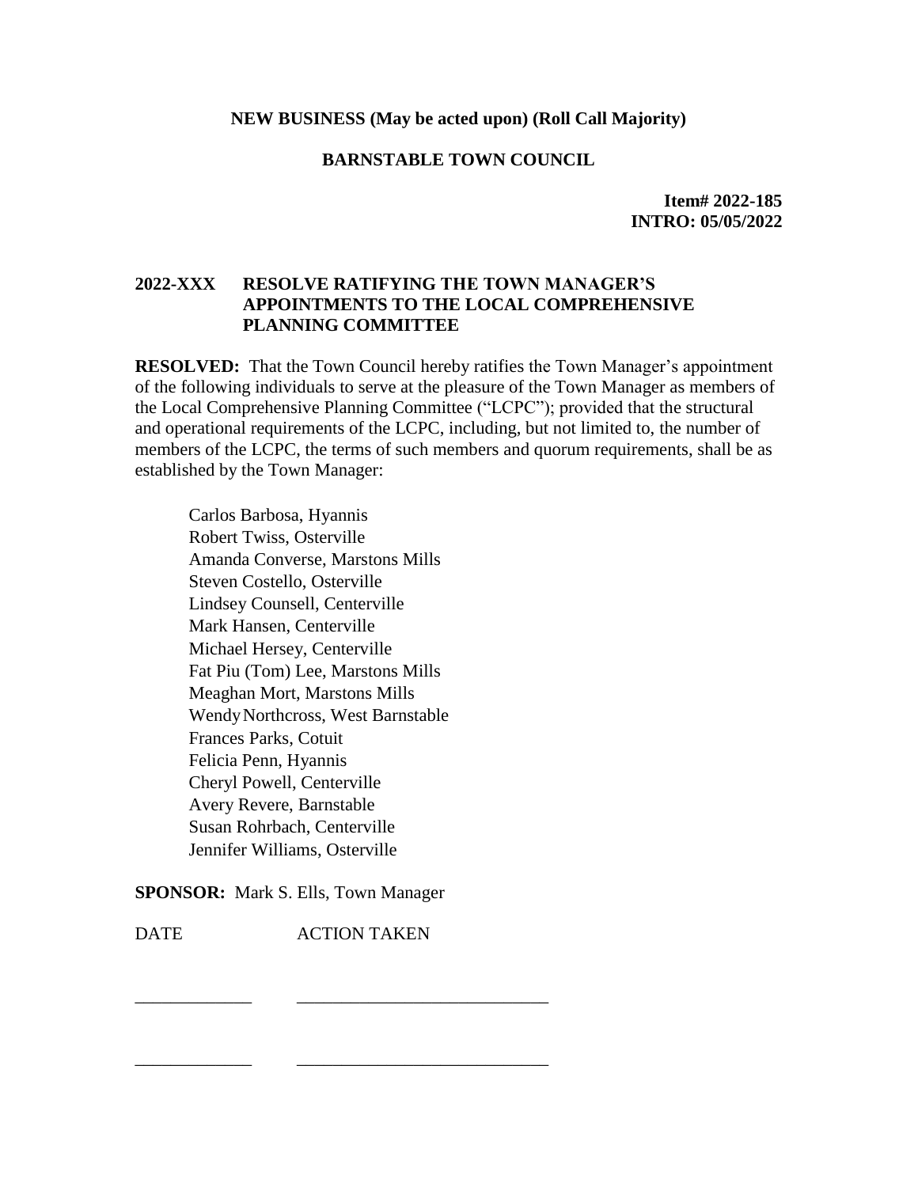**NEW BUSINESS (May be acted upon) (Roll Call Majority)**

**BARNSTABLE TOWN COUNCIL**

**Item# 2022-185**
**INTRO: 05/05/2022**

## 2022-XXX RESOLVE RATIFYING THE TOWN MANAGER'S APPOINTMENTS TO THE LOCAL COMPREHENSIVE PLANNING COMMITTEE

**RESOLVED:** That the Town Council hereby ratifies the Town Manager's appointment of the following individuals to serve at the pleasure of the Town Manager as members of the Local Comprehensive Planning Committee ("LCPC"); provided that the structural and operational requirements of the LCPC, including, but not limited to, the number of members of the LCPC, the terms of such members and quorum requirements, shall be as established by the Town Manager:

Carlos Barbosa, Hyannis
Robert Twiss, Osterville
Amanda Converse, Marstons Mills
Steven Costello, Osterville
Lindsey Counsell, Centerville
Mark Hansen, Centerville
Michael Hersey, Centerville
Fat Piu (Tom) Lee, Marstons Mills
Meaghan Mort, Marstons Mills
Wendy Northcross, West Barnstable
Frances Parks, Cotuit
Felicia Penn, Hyannis
Cheryl Powell, Centerville
Avery Revere, Barnstable
Susan Rohrbach, Centerville
Jennifer Williams, Osterville

**SPONSOR:** Mark S. Ells, Town Manager

DATE ACTION TAKEN

_____________ ____________________________

_____________ ____________________________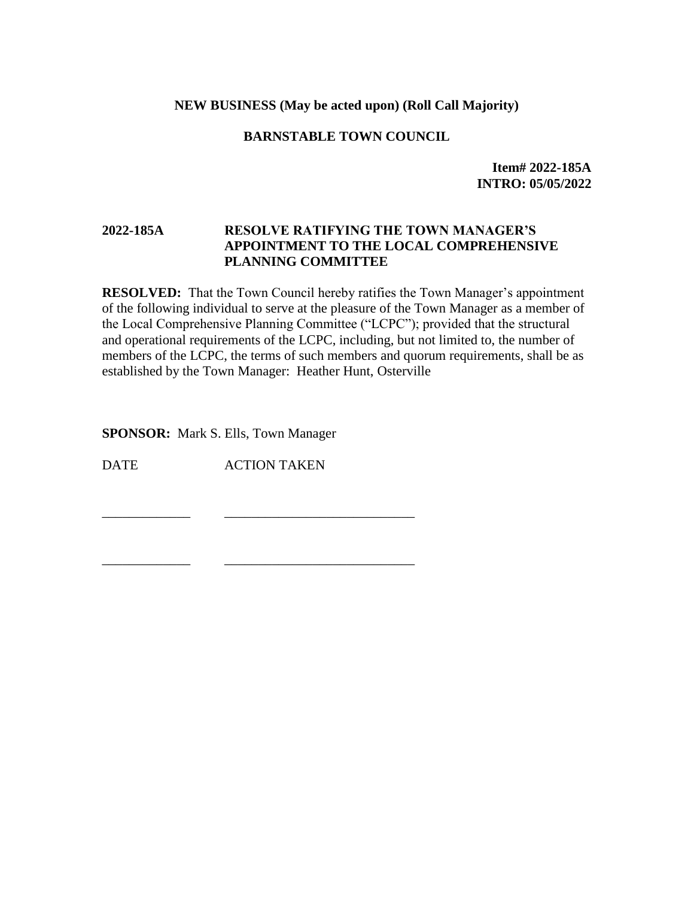**NEW BUSINESS (May be acted upon) (Roll Call Majority)**

**BARNSTABLE TOWN COUNCIL**

**Item# 2022-185A**
**INTRO: 05/05/2022**

**2022-185A RESOLVE RATIFYING THE TOWN MANAGER'S APPOINTMENT TO THE LOCAL COMPREHENSIVE PLANNING COMMITTEE**

**RESOLVED:** That the Town Council hereby ratifies the Town Manager's appointment of the following individual to serve at the pleasure of the Town Manager as a member of the Local Comprehensive Planning Committee ("LCPC"); provided that the structural and operational requirements of the LCPC, including, but not limited to, the number of members of the LCPC, the terms of such members and quorum requirements, shall be as established by the Town Manager: Heather Hunt, Osterville

**SPONSOR:** Mark S. Ells, Town Manager

| DATE | ACTION TAKEN |
|---|---|
| _____________ | ____________________________ |
| _____________ | ____________________________ |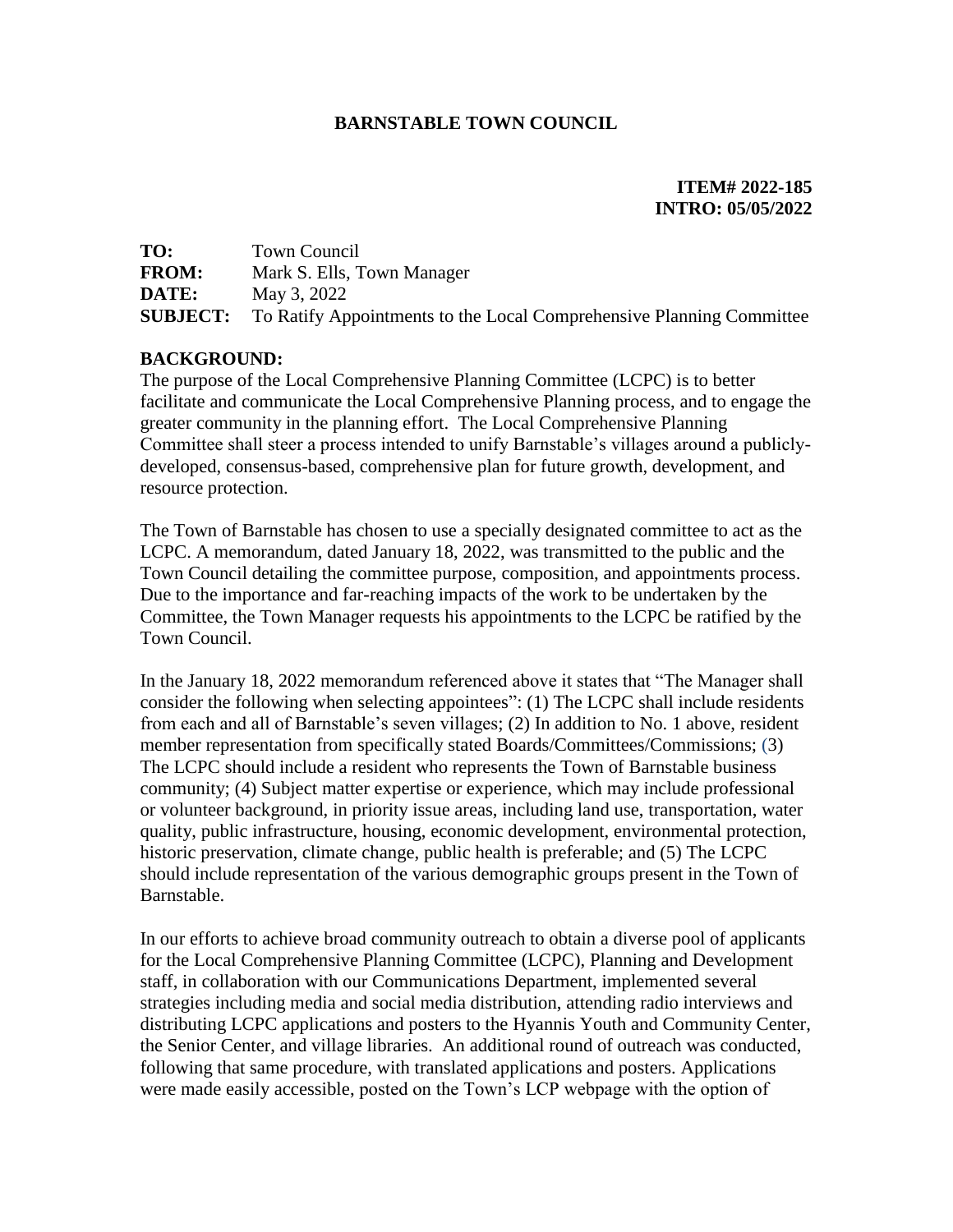**BARNSTABLE TOWN COUNCIL**

**ITEM# 2022-185**
**INTRO: 05/05/2022**

**TO:** Town Council
**FROM:** Mark S. Ells, Town Manager
**DATE:** May 3, 2022
**SUBJECT:** To Ratify Appointments to the Local Comprehensive Planning Committee

**BACKGROUND:**
The purpose of the Local Comprehensive Planning Committee (LCPC) is to better facilitate and communicate the Local Comprehensive Planning process, and to engage the greater community in the planning effort. The Local Comprehensive Planning Committee shall steer a process intended to unify Barnstable's villages around a publicly-developed, consensus-based, comprehensive plan for future growth, development, and resource protection.

The Town of Barnstable has chosen to use a specially designated committee to act as the LCPC. A memorandum, dated January 18, 2022, was transmitted to the public and the Town Council detailing the committee purpose, composition, and appointments process. Due to the importance and far-reaching impacts of the work to be undertaken by the Committee, the Town Manager requests his appointments to the LCPC be ratified by the Town Council.

In the January 18, 2022 memorandum referenced above it states that "The Manager shall consider the following when selecting appointees": (1) The LCPC shall include residents from each and all of Barnstable's seven villages; (2) In addition to No. 1 above, resident member representation from specifically stated Boards/Committees/Commissions; (3) The LCPC should include a resident who represents the Town of Barnstable business community; (4) Subject matter expertise or experience, which may include professional or volunteer background, in priority issue areas, including land use, transportation, water quality, public infrastructure, housing, economic development, environmental protection, historic preservation, climate change, public health is preferable; and (5) The LCPC should include representation of the various demographic groups present in the Town of Barnstable.

In our efforts to achieve broad community outreach to obtain a diverse pool of applicants for the Local Comprehensive Planning Committee (LCPC), Planning and Development staff, in collaboration with our Communications Department, implemented several strategies including media and social media distribution, attending radio interviews and distributing LCPC applications and posters to the Hyannis Youth and Community Center, the Senior Center, and village libraries. An additional round of outreach was conducted, following that same procedure, with translated applications and posters. Applications were made easily accessible, posted on the Town's LCP webpage with the option of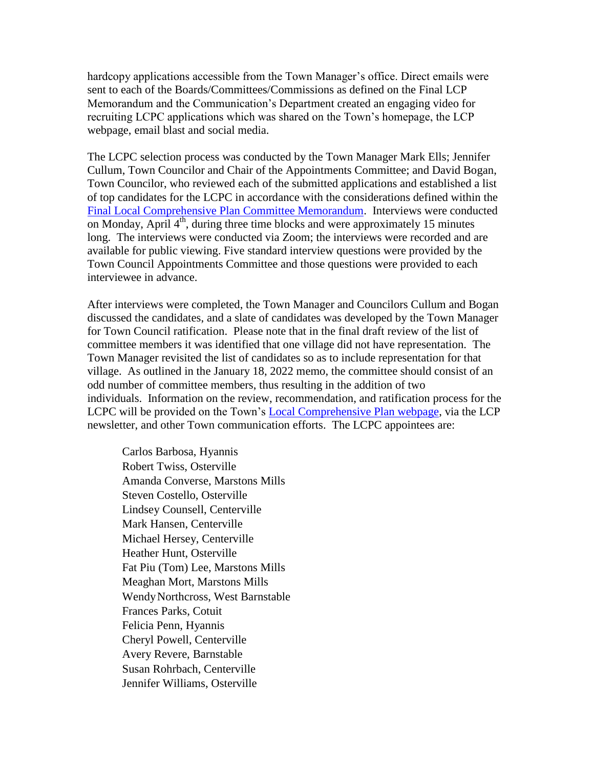hardcopy applications accessible from the Town Manager's office. Direct emails were sent to each of the Boards/Committees/Commissions as defined on the Final LCP Memorandum and the Communication's Department created an engaging video for recruiting LCPC applications which was shared on the Town's homepage, the LCP webpage, email blast and social media.

The LCPC selection process was conducted by the Town Manager Mark Ells; Jennifer Cullum, Town Councilor and Chair of the Appointments Committee; and David Bogan, Town Councilor, who reviewed each of the submitted applications and established a list of top candidates for the LCPC in accordance with the considerations defined within the [Final Local Comprehensive Plan Committee Memorandum](). Interviews were conducted on Monday, April 4th, during three time blocks and were approximately 15 minutes long. The interviews were conducted via Zoom; the interviews were recorded and are available for public viewing. Five standard interview questions were provided by the Town Council Appointments Committee and those questions were provided to each interviewee in advance.

After interviews were completed, the Town Manager and Councilors Cullum and Bogan discussed the candidates, and a slate of candidates was developed by the Town Manager for Town Council ratification. Please note that in the final draft review of the list of committee members it was identified that one village did not have representation. The Town Manager revisited the list of candidates so as to include representation for that village. As outlined in the January 18, 2022 memo, the committee should consist of an odd number of committee members, thus resulting in the addition of two individuals. Information on the review, recommendation, and ratification process for the LCPC will be provided on the Town's [Local Comprehensive Plan webpage](), via the LCP newsletter, and other Town communication efforts. The LCPC appointees are:

Carlos Barbosa, Hyannis
Robert Twiss, Osterville
Amanda Converse, Marstons Mills
Steven Costello, Osterville
Lindsey Counsell, Centerville
Mark Hansen, Centerville
Michael Hersey, Centerville
Heather Hunt, Osterville
Fat Piu (Tom) Lee, Marstons Mills
Meaghan Mort, Marstons Mills
Wendy Northcross, West Barnstable
Frances Parks, Cotuit
Felicia Penn, Hyannis
Cheryl Powell, Centerville
Avery Revere, Barnstable
Susan Rohrbach, Centerville
Jennifer Williams, Osterville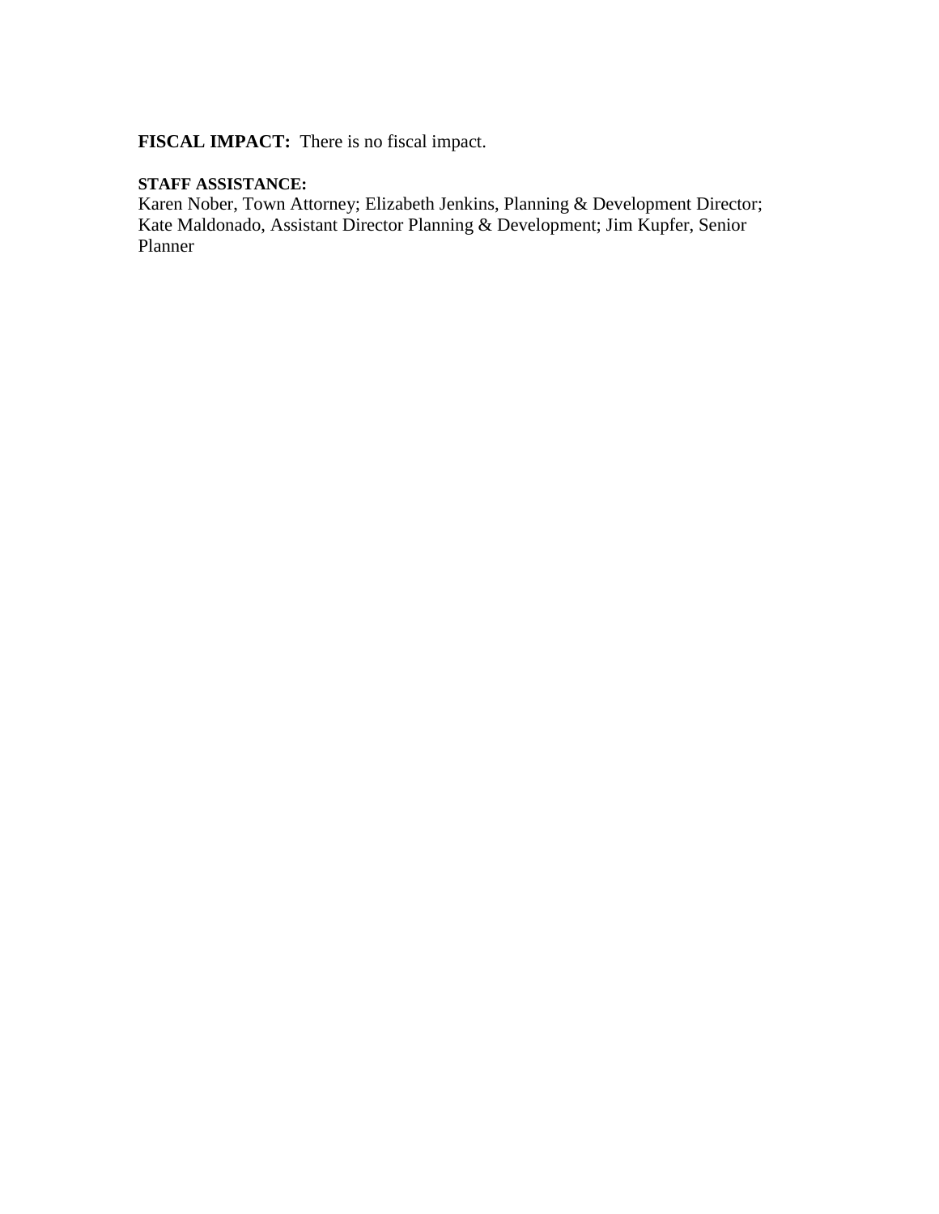**FISCAL IMPACT:** There is no fiscal impact.

**STAFF ASSISTANCE:**
Karen Nober, Town Attorney; Elizabeth Jenkins, Planning & Development Director; Kate Maldonado, Assistant Director Planning & Development; Jim Kupfer, Senior Planner